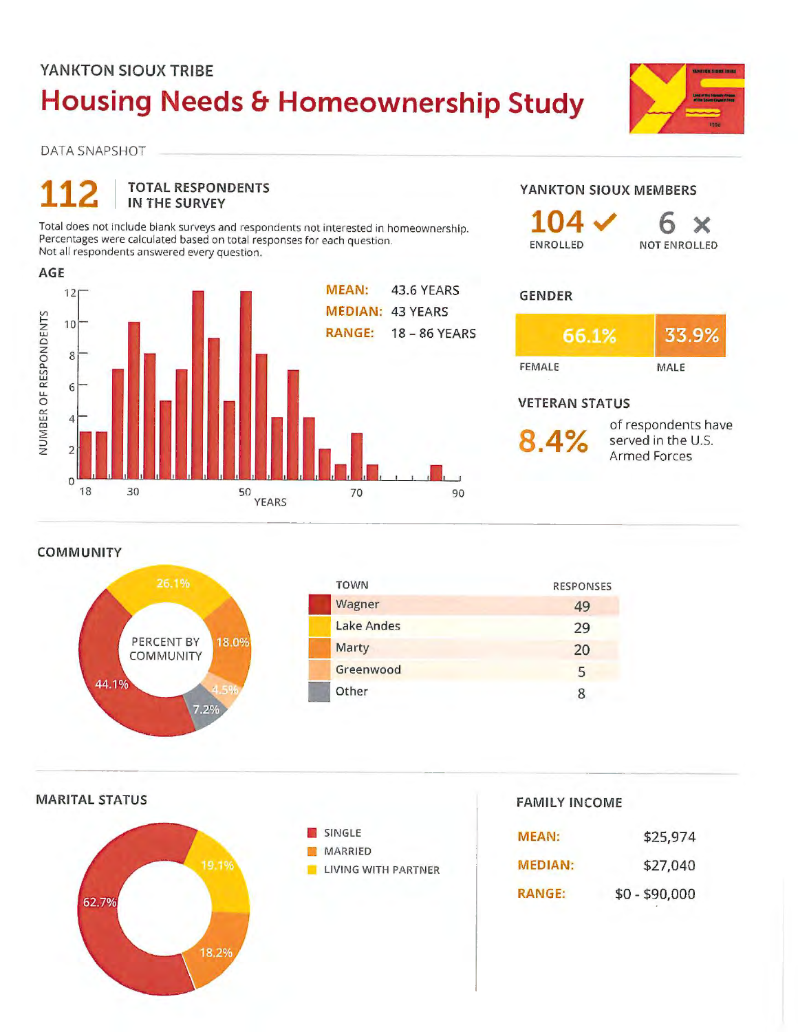YANKTON SIOUX TRIBE

# Housing Needs & Homeownership Study

DATA SNAPSHOT

## 112 TOTAL RESPONDENTS IN THE SURVEY

Total does not include blank surveys and respondents not interested in homeownership.
Percentages were calculated based on total responses for each question.
Not all respondents answered every question.

### YANKTON SIOUX MEMBERS

**104** ENROLLED

**6** NOT ENROLLED

### AGE

MEAN: 43.6 YEARS

MEDIAN: 43 YEARS

RANGE: 18 – 86 YEARS

### GENDER

| FEMALE | MALE |
| --- | --- |
| 66.1% | 33.9% |

### VETERAN STATUS

**8.4%** of respondents have served in the U.S. Armed Forces

### COMMUNITY

PERCENT BY COMMUNITY

| TOWN | RESPONSES | PERCENT |
| --- | --- | --- |
| Wagner | 49 | 44.1% |
| Lake Andes | 29 | 26.1% |
| Marty | 20 | 18.0% |
| Greenwood | 5 | 4.5% |
| Other | 8 | 7.2% |

### MARITAL STATUS

| STATUS | PERCENT |
| --- | --- |
| SINGLE | 62.7% |
| MARRIED | 18.2% |
| LIVING WITH PARTNER | 19.1% |

### FAMILY INCOME

MEAN: $25,974

MEDIAN: $27,040

RANGE: $0 - $90,000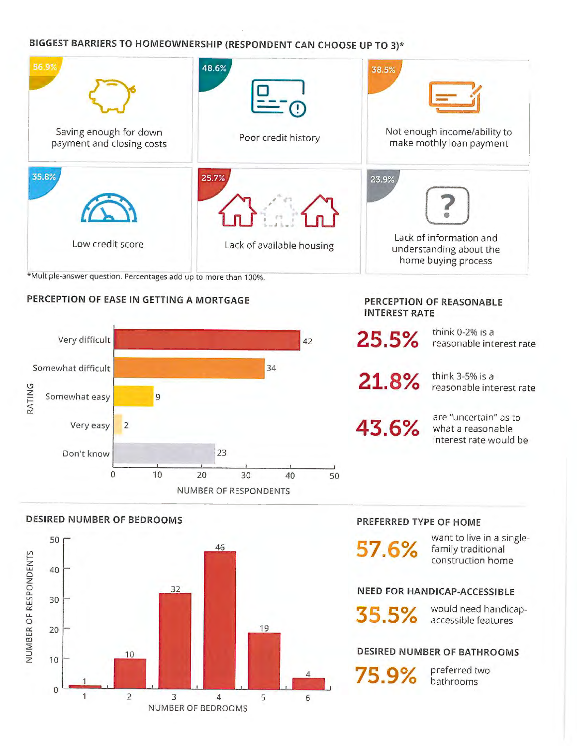## BIGGEST BARRIERS TO HOMEOWNERSHIP (RESPONDENT CAN CHOOSE UP TO 3)*

- **56.9%** Saving enough for down payment and closing costs
- **48.6%** Poor credit history
- **38.5%** Not enough income/ability to make mothly loan payment
- **35.8%** Low credit score
- **25.7%** Lack of available housing
- **23.9%** Lack of information and understanding about the home buying process

*Multiple-answer question. Percentages add up to more than 100%.

## PERCEPTION OF EASE IN GETTING A MORTGAGE

| Rating | Number of Respondents |
|---|---|
| Very difficult | 42 |
| Somewhat difficult | 34 |
| Somewhat easy | 9 |
| Very easy | 2 |
| Don't know | 23 |

## PERCEPTION OF REASONABLE INTEREST RATE

**25.5%** think 0-2% is a reasonable interest rate

**21.8%** think 3-5% is a reasonable interest rate

**43.6%** are "uncertain" as to what a reasonable interest rate would be

## DESIRED NUMBER OF BEDROOMS

| Number of Bedrooms | Number of Respondents |
|---|---|
| 1 | 1 |
| 2 | 10 |
| 3 | 32 |
| 4 | 46 |
| 5 | 19 |
| 6 | 4 |

## PREFERRED TYPE OF HOME

**57.6%** want to live in a single-family traditional construction home

## NEED FOR HANDICAP-ACCESSIBLE

**35.5%** would need handicap-accessible features

## DESIRED NUMBER OF BATHROOMS

**75.9%** preferred two bathrooms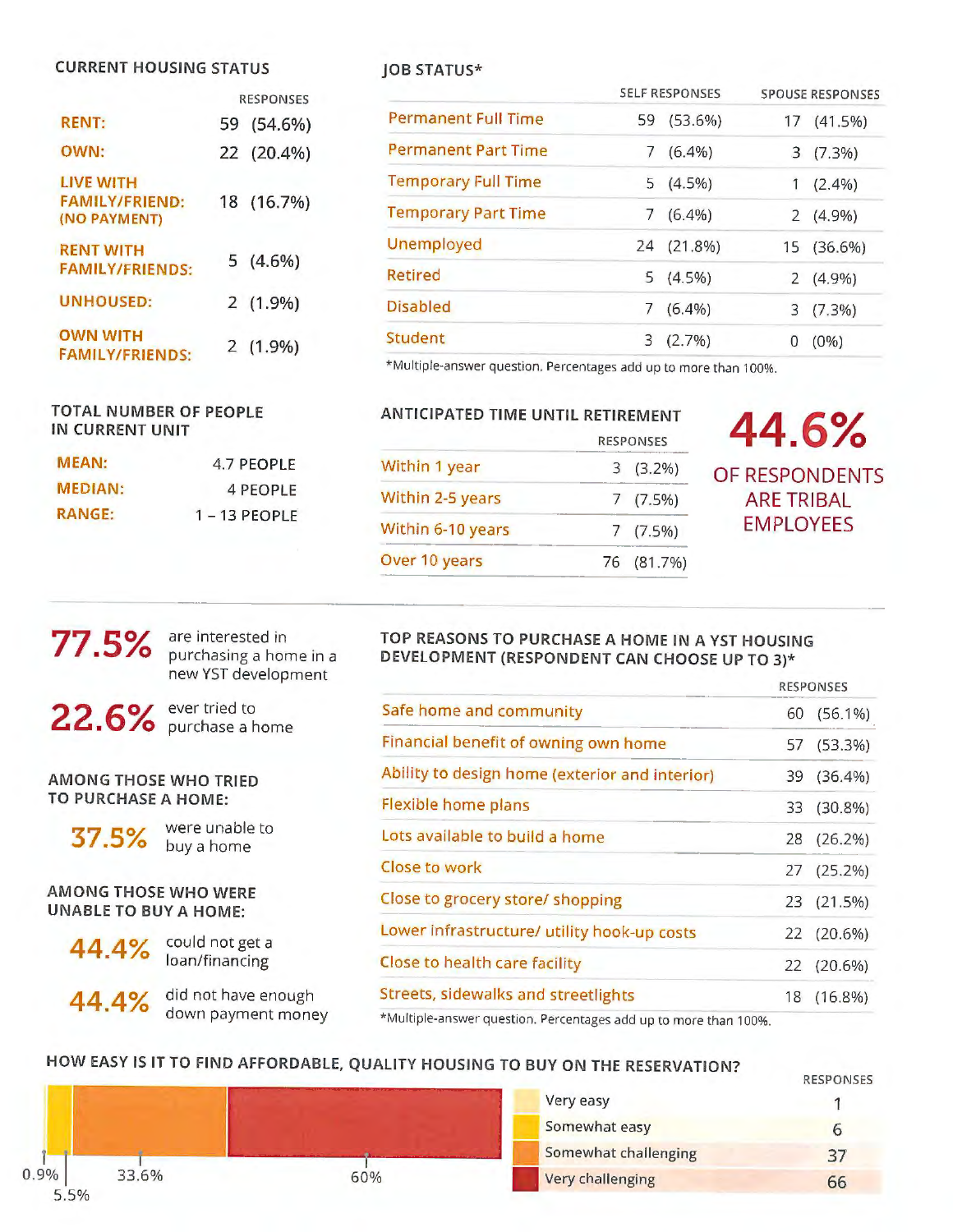## CURRENT HOUSING STATUS

| | RESPONSES |
|---|---|
| RENT: | 59 (54.6%) |
| OWN: | 22 (20.4%) |
| LIVE WITH FAMILY/FRIEND: (NO PAYMENT) | 18 (16.7%) |
| RENT WITH FAMILY/FRIENDS: | 5 (4.6%) |
| UNHOUSED: | 2 (1.9%) |
| OWN WITH FAMILY/FRIENDS: | 2 (1.9%) |

## JOB STATUS*

| | SELF RESPONSES | SPOUSE RESPONSES |
|---|---|---|
| Permanent Full Time | 59 (53.6%) | 17 (41.5%) |
| Permanent Part Time | 7 (6.4%) | 3 (7.3%) |
| Temporary Full Time | 5 (4.5%) | 1 (2.4%) |
| Temporary Part Time | 7 (6.4%) | 2 (4.9%) |
| Unemployed | 24 (21.8%) | 15 (36.6%) |
| Retired | 5 (4.5%) | 2 (4.9%) |
| Disabled | 7 (6.4%) | 3 (7.3%) |
| Student | 3 (2.7%) | 0 (0%) |

*Multiple-answer question. Percentages add up to more than 100%.

## TOTAL NUMBER OF PEOPLE IN CURRENT UNIT

| | |
|---|---|
| MEAN: | 4.7 PEOPLE |
| MEDIAN: | 4 PEOPLE |
| RANGE: | 1 – 13 PEOPLE |

## ANTICIPATED TIME UNTIL RETIREMENT

| | RESPONSES |
|---|---|
| Within 1 year | 3 (3.2%) |
| Within 2-5 years | 7 (7.5%) |
| Within 6-10 years | 7 (7.5%) |
| Over 10 years | 76 (81.7%) |

**44.6%** OF RESPONDENTS ARE TRIBAL EMPLOYEES

**77.5%** are interested in purchasing a home in a new YST development

**22.6%** ever tried to purchase a home

### AMONG THOSE WHO TRIED TO PURCHASE A HOME:

**37.5%** were unable to buy a home

### AMONG THOSE WHO WERE UNABLE TO BUY A HOME:

**44.4%** could not get a loan/financing

**44.4%** did not have enough down payment money

## TOP REASONS TO PURCHASE A HOME IN A YST HOUSING DEVELOPMENT (RESPONDENT CAN CHOOSE UP TO 3)*

| | RESPONSES |
|---|---|
| Safe home and community | 60 (56.1%) |
| Financial benefit of owning own home | 57 (53.3%) |
| Ability to design home (exterior and interior) | 39 (36.4%) |
| Flexible home plans | 33 (30.8%) |
| Lots available to build a home | 28 (26.2%) |
| Close to work | 27 (25.2%) |
| Close to grocery store/ shopping | 23 (21.5%) |
| Lower infrastructure/ utility hook-up costs | 22 (20.6%) |
| Close to health care facility | 22 (20.6%) |
| Streets, sidewalks and streetlights | 18 (16.8%) |

*Multiple-answer question. Percentages add up to more than 100%.

## HOW EASY IS IT TO FIND AFFORDABLE, QUALITY HOUSING TO BUY ON THE RESERVATION?

| | RESPONSES | % |
|---|---|---|
| Very easy | 1 | 0.9% |
| Somewhat easy | 6 | 5.5% |
| Somewhat challenging | 37 | 33.6% |
| Very challenging | 66 | 60% |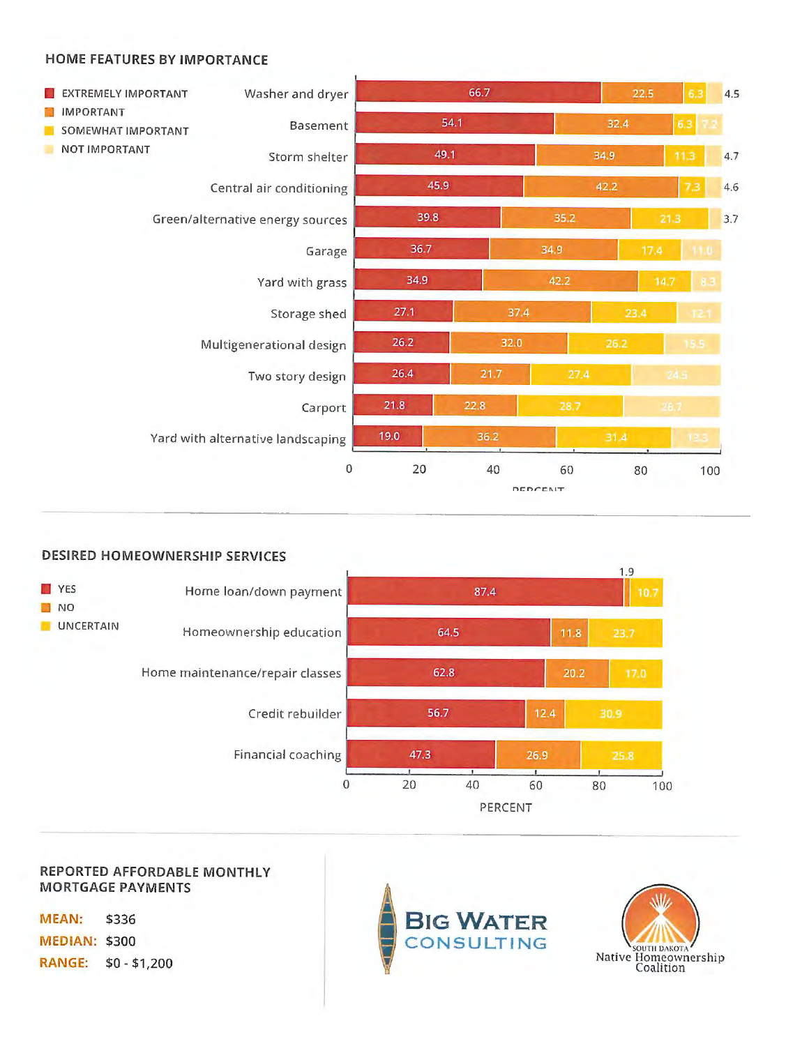## HOME FEATURES BY IMPORTANCE

EXTREMELY IMPORTANT
IMPORTANT
SOMEWHAT IMPORTANT
NOT IMPORTANT

Washer and dryer 66.7 22.5 6.3 4.5
Basement 54.1 32.4 6.3 7.2
Storm shelter 49.1 34.9 11.3 4.7
Central air conditioning 45.9 42.2 7.3 4.6
Green/alternative energy sources 39.8 35.2 21.3 3.7
Garage 36.7 34.9 17.4 11.0
Yard with grass 34.9 42.2 14.7 8.3
Storage shed 27.1 37.4 23.4 12.1
Multigenerational design 26.2 32.0 26.2 15.5
Two story design 26.4 21.7 27.4 24.5
Carport 21.8 22.8 28.7 26.7
Yard with alternative landscaping 19.0 36.2 31.4 13.3

0 20 40 60 80 100
PERCENT

## DESIRED HOMEOWNERSHIP SERVICES

YES
NO
UNCERTAIN

Home loan/down payment 87.4 1.9 10.7
Homeownership education 64.5 11.8 23.7
Home maintenance/repair classes 62.8 20.2 17.0
Credit rebuilder 56.7 12.4 30.9
Financial coaching 47.3 26.9 25.8

0 20 40 60 80 100
PERCENT

## REPORTED AFFORDABLE MONTHLY MORTGAGE PAYMENTS

**MEAN:** $336
**MEDIAN:** $300
**RANGE:** $0 - $1,200

BIG WATER CONSULTING

SOUTH DAKOTA Native Homeownership Coalition